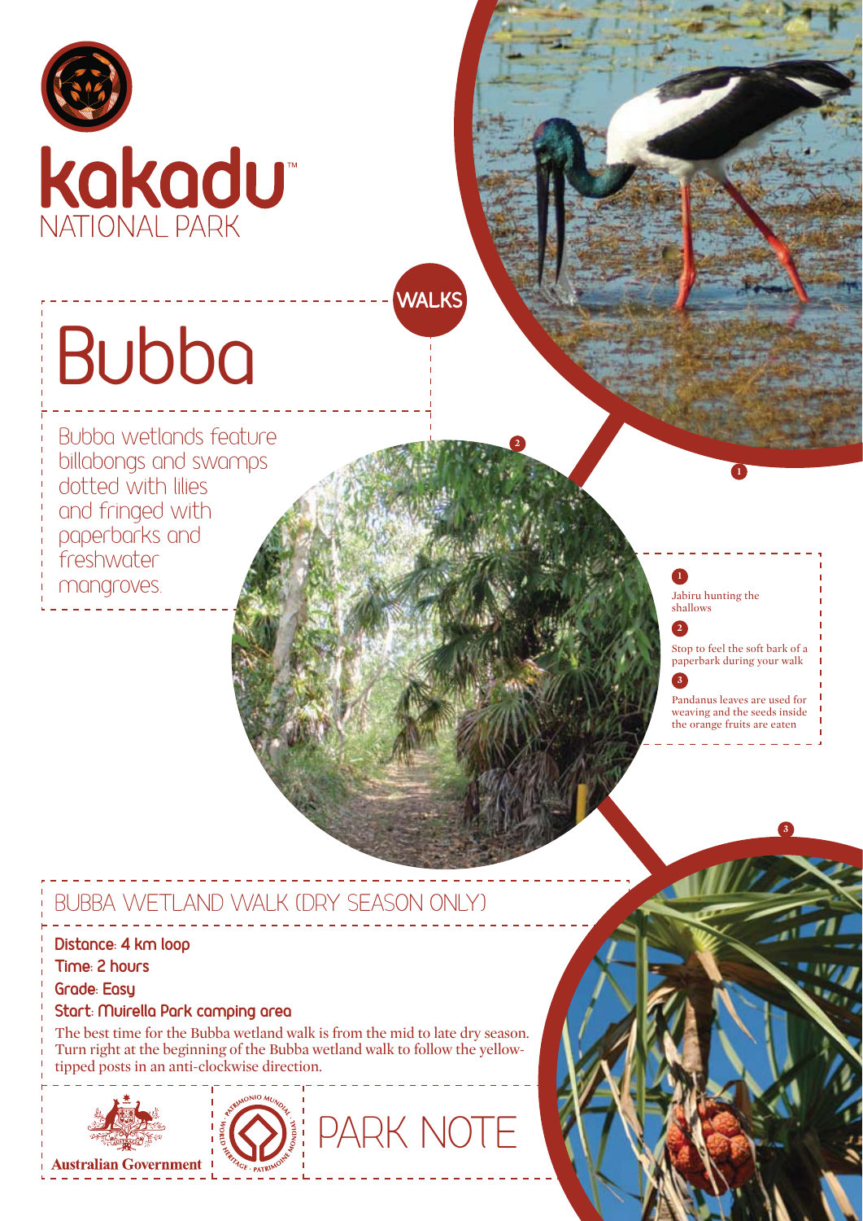kakadu™
NATIONAL PARK

WALKS

# Bubba

Bubba wetlands feature billabongs and swamps dotted with lilies and fringed with paperbarks and freshwater mangroves.

1 Jabiru hunting the shallows

2 Stop to feel the soft bark of a paperbark during your walk

3 Pandanus leaves are used for weaving and the seeds inside the orange fruits are eaten

## BUBBA WETLAND WALK (DRY SEASON ONLY)

**Distance: 4 km loop**
**Time: 2 hours**
**Grade: Easy**
**Start: Muirella Park camping area**

The best time for the Bubba wetland walk is from the mid to late dry season. Turn right at the beginning of the Bubba wetland walk to follow the yellow-tipped posts in an anti-clockwise direction.

Australian Government

PARK NOTE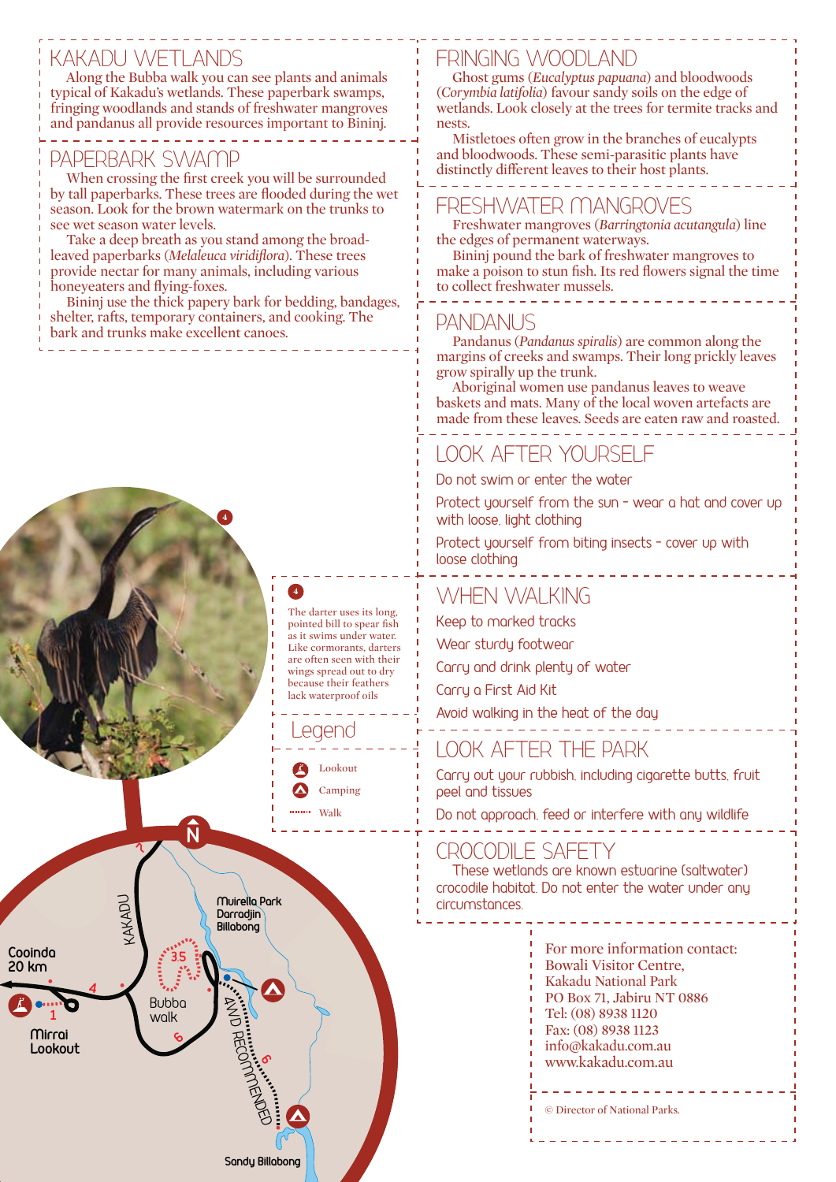## KAKADU WETLANDS

Along the Bubba walk you can see plants and animals typical of Kakadu's wetlands. These paperbark swamps, fringing woodlands and stands of freshwater mangroves and pandanus all provide resources important to Bininj.

## PAPERBARK SWAMP

When crossing the first creek you will be surrounded by tall paperbarks. These trees are flooded during the wet season. Look for the brown watermark on the trunks to see wet season water levels.

Take a deep breath as you stand among the broad-leaved paperbarks (*Melaleuca viridiflora*). These trees provide nectar for many animals, including various honeyeaters and flying-foxes.

Bininj use the thick papery bark for bedding, bandages, shelter, rafts, temporary containers, and cooking. The bark and trunks make excellent canoes.

4

The darter uses its long, pointed bill to spear fish as it swims under water. Like cormorants, darters are often seen with their wings spread out to dry because their feathers lack waterproof oils

## Legend

Lookout

Camping

Walk

N

Cooinda 20 km

Mirrai Lookout

KAKADU

Muirella Park Djarradjin Billabong

Bubba walk

4WD RECOMMENDED

Sandy Billabong

## FRINGING WOODLAND

Ghost gums (*Eucalyptus papuana*) and bloodwoods (*Corymbia latifolia*) favour sandy soils on the edge of wetlands. Look closely at the trees for termite tracks and nests.

Mistletoes often grow in the branches of eucalypts and bloodwoods. These semi-parasitic plants have distinctly different leaves to their host plants.

## FRESHWATER MANGROVES

Freshwater mangroves (*Barringtonia acutangula*) line the edges of permanent waterways.

Bininj pound the bark of freshwater mangroves to make a poison to stun fish. Its red flowers signal the time to collect freshwater mussels.

## PANDANUS

Pandanus (*Pandanus spiralis*) are common along the margins of creeks and swamps. Their long prickly leaves grow spirally up the trunk.

Aboriginal women use pandanus leaves to weave baskets and mats. Many of the local woven artefacts are made from these leaves. Seeds are eaten raw and roasted.

## LOOK AFTER YOURSELF

Do not swim or enter the water

Protect yourself from the sun - wear a hat and cover up with loose, light clothing

Protect yourself from biting insects - cover up with loose clothing

## WHEN WALKING

Keep to marked tracks

Wear sturdy footwear

Carry and drink plenty of water

Carry a First Aid Kit

Avoid walking in the heat of the day

## LOOK AFTER THE PARK

Carry out your rubbish, including cigarette butts, fruit peel and tissues

Do not approach, feed or interfere with any wildlife

## CROCODILE SAFETY

These wetlands are known estuarine (saltwater) crocodile habitat. Do not enter the water under any circumstances.

For more information contact:
Bowali Visitor Centre,
Kakadu National Park
PO Box 71, Jabiru NT 0886
Tel: (08) 8938 1120
Fax: (08) 8938 1123
info@kakadu.com.au
www.kakadu.com.au

© Director of National Parks.